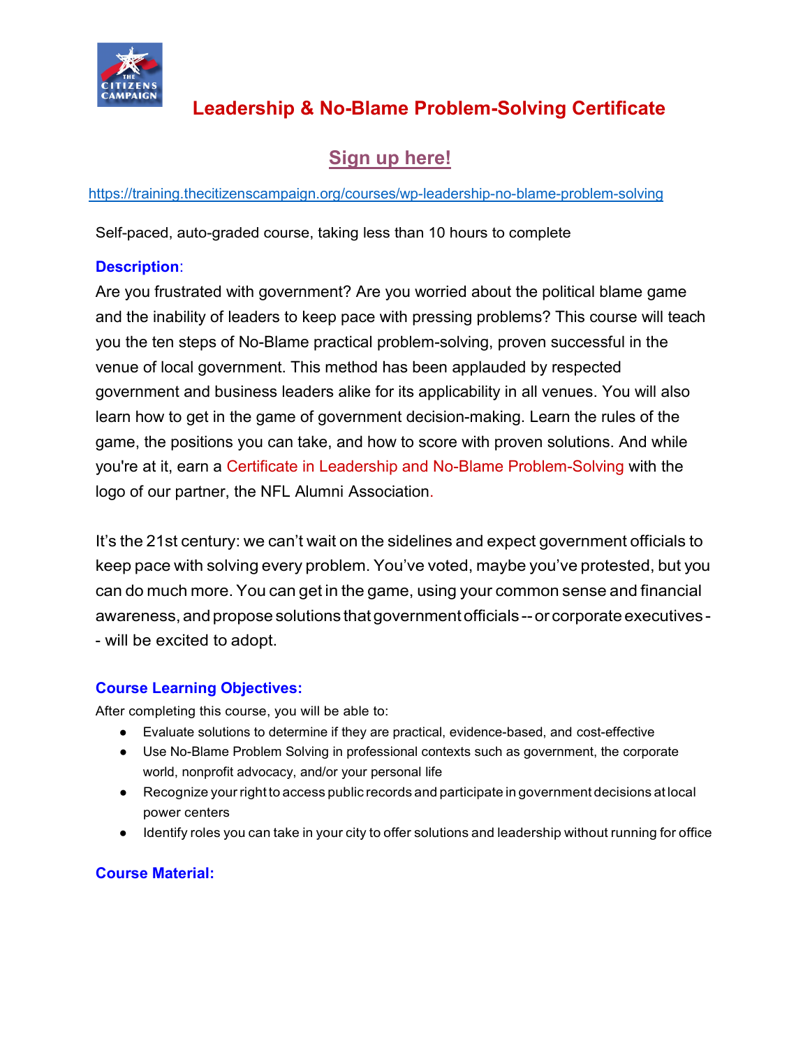# Leadership & No-Blame Problem-Solving Certificate

## Sign up here!

https://training.thecitizenscampaign.org/courses/wp-leadership-no-blame-problem-solving

Self-paced, auto-graded course, taking less than 10 hours to complete

**Description**:

Are you frustrated with government? Are you worried about the political blame game and the inability of leaders to keep pace with pressing problems? This course will teach you the ten steps of No-Blame practical problem-solving, proven successful in the venue of local government. This method has been applauded by respected government and business leaders alike for its applicability in all venues. You will also learn how to get in the game of government decision-making. Learn the rules of the game, the positions you can take, and how to score with proven solutions. And while you're at it, earn a Certificate in Leadership and No-Blame Problem-Solving with the logo of our partner, the NFL Alumni Association.

It's the 21st century: we can't wait on the sidelines and expect government officials to keep pace with solving every problem. You've voted, maybe you've protested, but you can do much more. You can get in the game, using your common sense and financial awareness, and propose solutions that government officials -- or corporate executives -- will be excited to adopt.

**Course Learning Objectives:**

After completing this course, you will be able to:

- Evaluate solutions to determine if they are practical, evidence-based, and cost-effective
- Use No-Blame Problem Solving in professional contexts such as government, the corporate world, nonprofit advocacy, and/or your personal life
- Recognize your right to access public records and participate in government decisions at local power centers
- Identify roles you can take in your city to offer solutions and leadership without running for office

**Course Material:**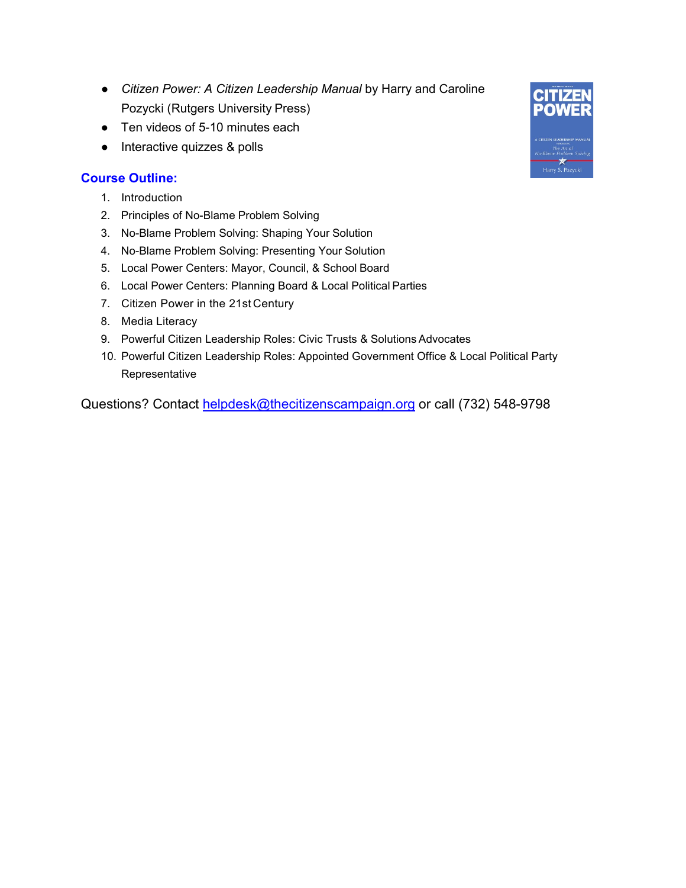- *Citizen Power: A Citizen Leadership Manual* by Harry and Caroline Pozycki (Rutgers University Press)
- Ten videos of 5-10 minutes each
- Interactive quizzes & polls

## Course Outline:

1. Introduction
2. Principles of No-Blame Problem Solving
3. No-Blame Problem Solving: Shaping Your Solution
4. No-Blame Problem Solving: Presenting Your Solution
5. Local Power Centers: Mayor, Council, & School Board
6. Local Power Centers: Planning Board & Local Political Parties
7. Citizen Power in the 21st Century
8. Media Literacy
9. Powerful Citizen Leadership Roles: Civic Trusts & Solutions Advocates
10. Powerful Citizen Leadership Roles: Appointed Government Office & Local Political Party Representative

Questions? Contact [helpdesk@thecitizenscampaign.org](mailto:helpdesk@thecitizenscampaign.org) or call (732) 548-9798